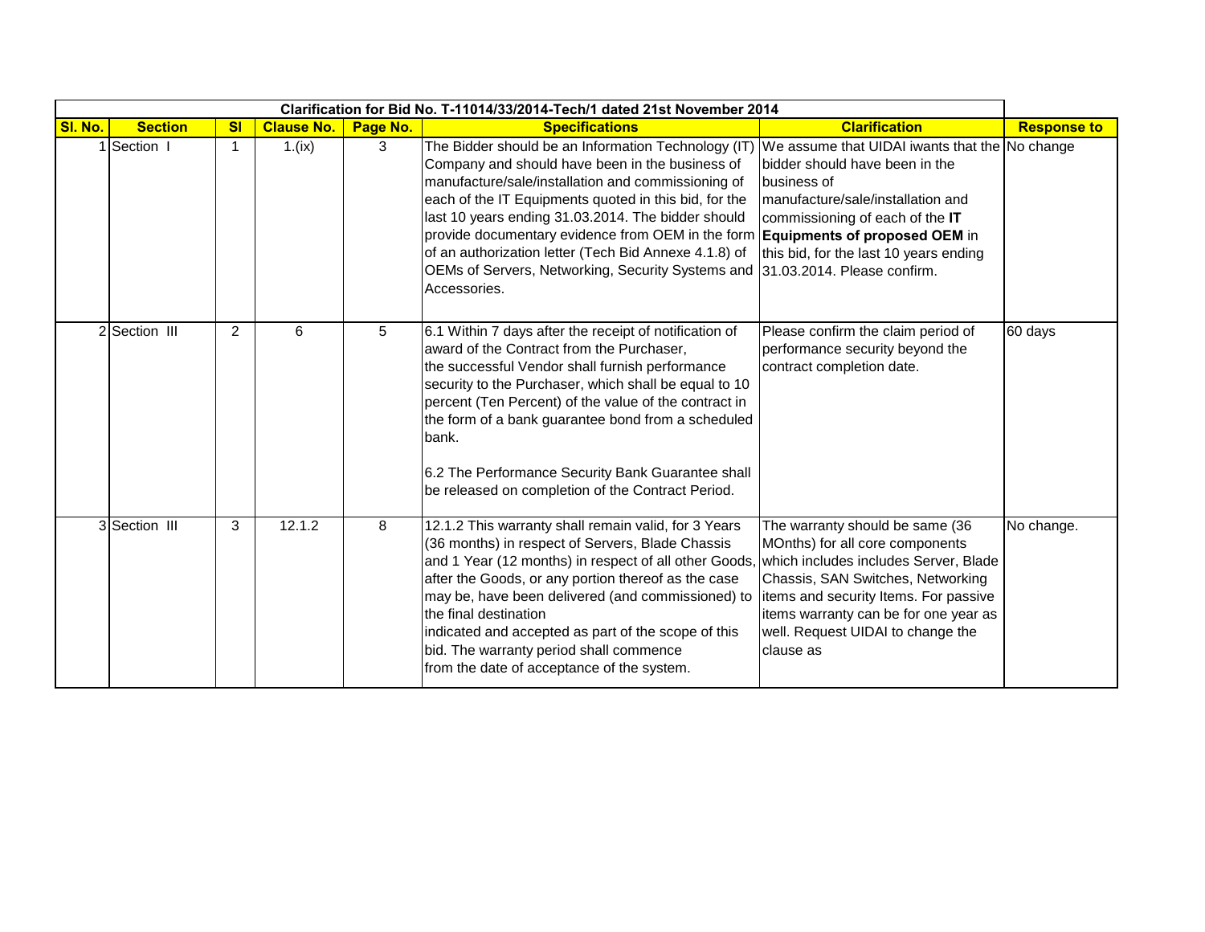| Clarification for Bid No. T-11014/33/2014-Tech/1 dated 21st November 2014 | | | | | | | |
|---|---|---|---|---|---|---|---|
| **Sl. No.** | **Section** | **Sl** | **Clause No.** | **Page No.** | **Specifications** | **Clarification** | **Response to** |
| 1 | Section I | 1 | 1.(ix) | 3 | The Bidder should be an Information Technology (IT) Company and should have been in the business of manufacture/sale/installation and commissioning of each of the IT Equipments quoted in this bid, for the last 10 years ending 31.03.2014. The bidder should provide documentary evidence from OEM in the form of an authorization letter (Tech Bid Annexe 4.1.8) of OEMs of Servers, Networking, Security Systems and Accessories. | We assume that UIDAI iwants that the bidder should have been in the business of manufacture/sale/installation and commissioning of each of the **IT Equipments of proposed OEM** in this bid, for the last 10 years ending 31.03.2014. Please confirm. | No change |
| 2 | Section III | 2 | 6 | 5 | 6.1 Within 7 days after the receipt of notification of award of the Contract from the Purchaser, the successful Vendor shall furnish performance security to the Purchaser, which shall be equal to 10 percent (Ten Percent) of the value of the contract in the form of a bank guarantee bond from a scheduled bank.<br><br>6.2 The Performance Security Bank Guarantee shall be released on completion of the Contract Period. | Please confirm the claim period of performance security beyond the contract completion date. | 60 days |
| 3 | Section III | 3 | 12.1.2 | 8 | 12.1.2 This warranty shall remain valid, for 3 Years (36 months) in respect of Servers, Blade Chassis and 1 Year (12 months) in respect of all other Goods, after the Goods, or any portion thereof as the case may be, have been delivered (and commissioned) to the final destination indicated and accepted as part of the scope of this bid. The warranty period shall commence from the date of acceptance of the system. | The warranty should be same (36 MOnths) for all core components which includes includes Server, Blade Chassis, SAN Switches, Networking items and security Items. For passive items warranty can be for one year as well. Request UIDAI to change the clause as | No change. |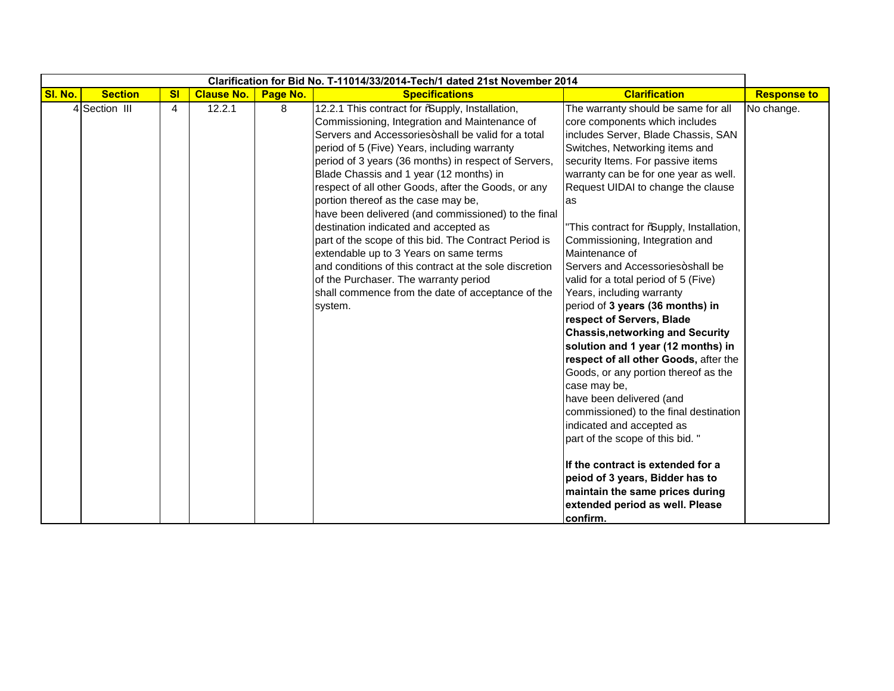| Clarification for Bid No. T-11014/33/2014-Tech/1 dated 21st November 2014 | | | | | | | |
|---|---|---|---|---|---|---|---|
| **Sl. No.** | **Section** | **Sl** | **Clause No.** | **Page No.** | **Specifications** | **Clarification** | **Response to** |
| 4 | Section III | 4 | 12.2.1 | 8 | 12.2.1 This contract for ˜Supply, Installation, Commissioning, Integration and Maintenance of Servers and Accessoriesòshall be valid for a total period of 5 (Five) Years, including warranty period of 3 years (36 months) in respect of Servers, Blade Chassis and 1 year (12 months) in respect of all other Goods, after the Goods, or any portion thereof as the case may be, have been delivered (and commissioned) to the final destination indicated and accepted as part of the scope of this bid. The Contract Period is extendable up to 3 Years on same terms and conditions of this contract at the sole discretion of the Purchaser. The warranty period shall commence from the date of acceptance of the system. | The warranty should be same for all core components which includes includes Server, Blade Chassis, SAN Switches, Networking items and security Items. For passive items warranty can be for one year as well. Request UIDAI to change the clause as<br><br>"This contract for ˜Supply, Installation, Commissioning, Integration and Maintenance of Servers and Accessoriesòshall be valid for a total period of 5 (Five) Years, including warranty period of **3 years (36 months) in respect of Servers, Blade Chassis,networking and Security solution and 1 year (12 months) in respect of all other Goods,** after the Goods, or any portion thereof as the case may be, have been delivered (and commissioned) to the final destination indicated and accepted as part of the scope of this bid. "<br><br>**If the contract is extended for a peiod of 3 years, Bidder has to maintain the same prices during extended period as well. Please confirm.** | No change. |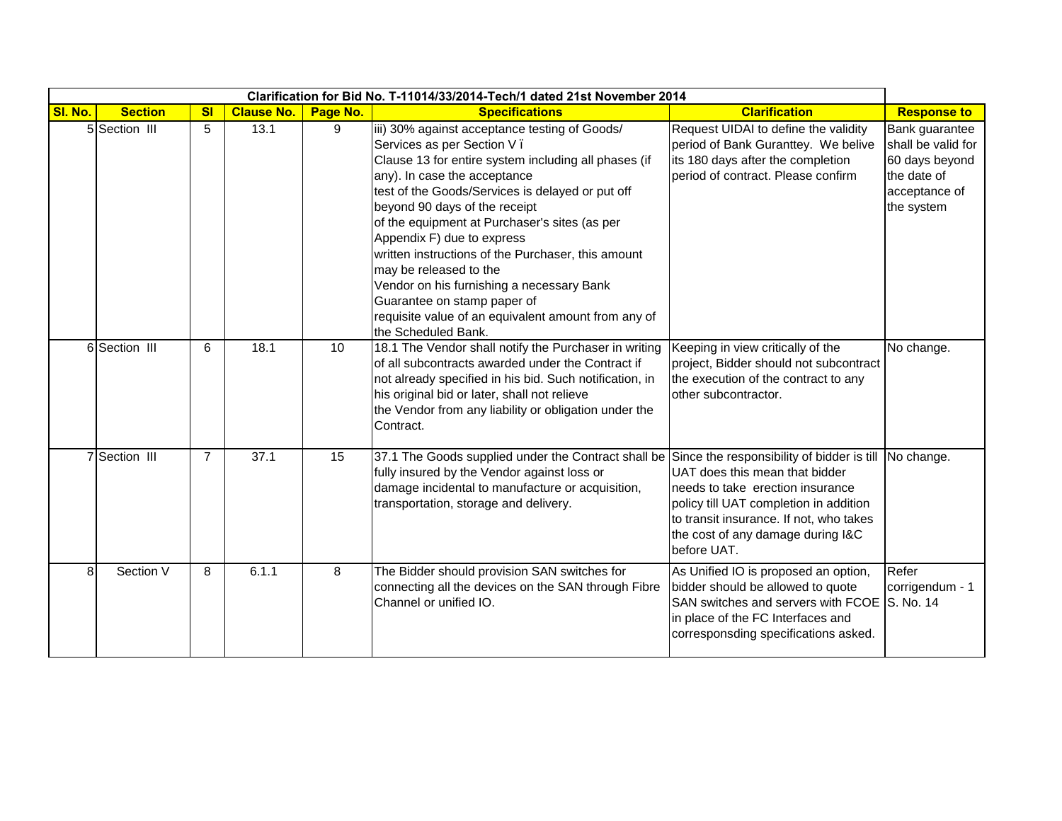| Clarification for Bid No. T-11014/33/2014-Tech/1 dated 21st November 2014 | | | | | | | |
|---|---|---|---|---|---|---|---|
| **Sl. No.** | **Section** | **Sl** | **Clause No.** | **Page No.** | **Specifications** | **Clarification** | **Response to** |
| 5 | Section III | 5 | 13.1 | 9 | iii) 30% against acceptance testing of Goods/ Services as per Section V ï Clause 13 for entire system including all phases (if any). In case the acceptance test of the Goods/Services is delayed or put off beyond 90 days of the receipt of the equipment at Purchaser's sites (as per Appendix F) due to express written instructions of the Purchaser, this amount may be released to the Vendor on his furnishing a necessary Bank Guarantee on stamp paper of requisite value of an equivalent amount from any of the Scheduled Bank. | Request UIDAI to define the validity period of Bank Guranttey. We belive its 180 days after the completion period of contract. Please confirm | Bank guarantee shall be valid for 60 days beyond the date of acceptance of the system |
| 6 | Section III | 6 | 18.1 | 10 | 18.1 The Vendor shall notify the Purchaser in writing of all subcontracts awarded under the Contract if not already specified in his bid. Such notification, in his original bid or later, shall not relieve the Vendor from any liability or obligation under the Contract. | Keeping in view critically of the project, Bidder should not subcontract the execution of the contract to any other subcontractor. | No change. |
| 7 | Section III | 7 | 37.1 | 15 | 37.1 The Goods supplied under the Contract shall be fully insured by the Vendor against loss or damage incidental to manufacture or acquisition, transportation, storage and delivery. | Since the responsibility of bidder is till UAT does this mean that bidder needs to take erection insurance policy till UAT completion in addition to transit insurance. If not, who takes the cost of any damage during I&C before UAT. | No change. |
| 8 | Section V | 8 | 6.1.1 | 8 | The Bidder should provision SAN switches for connecting all the devices on the SAN through Fibre Channel or unified IO. | As Unified IO is proposed an option, bidder should be allowed to quote SAN switches and servers with FCOE in place of the FC Interfaces and corresponsding specifications asked. | Refer corrigendum - 1 S. No. 14 |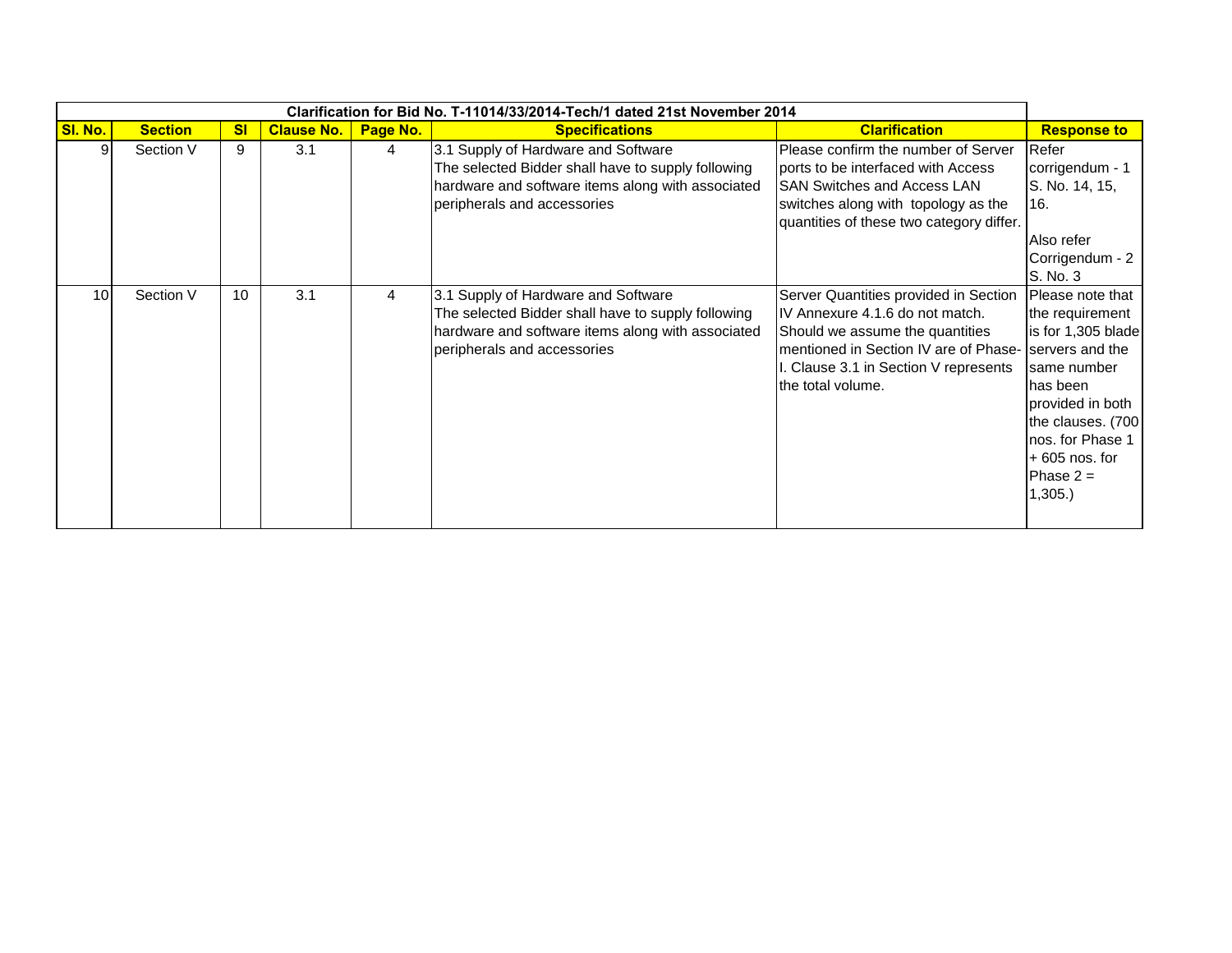| Clarification for Bid No. T-11014/33/2014-Tech/1 dated 21st November 2014 | | | | | | | |
|---|---|---|---|---|---|---|---|
| **Sl. No.** | **Section** | **Sl** | **Clause No.** | **Page No.** | **Specifications** | **Clarification** | **Response to** |
| 9 | Section V | 9 | 3.1 | 4 | 3.1 Supply of Hardware and Software The selected Bidder shall have to supply following hardware and software items along with associated peripherals and accessories | Please confirm the number of Server ports to be interfaced with Access SAN Switches and Access LAN switches along with topology as the quantities of these two category differ. | Refer corrigendum - 1 S. No. 14, 15, 16. Also refer Corrigendum - 2 S. No. 3 |
| 10 | Section V | 10 | 3.1 | 4 | 3.1 Supply of Hardware and Software The selected Bidder shall have to supply following hardware and software items along with associated peripherals and accessories | Server Quantities provided in Section IV Annexure 4.1.6 do not match. Should we assume the quantities mentioned in Section IV are of Phase-I. Clause 3.1 in Section V represents the total volume. | Please note that the requirement is for 1,305 blade servers and the same number has been provided in both the clauses. (700 nos. for Phase 1 + 605 nos. for Phase 2 = 1,305.) |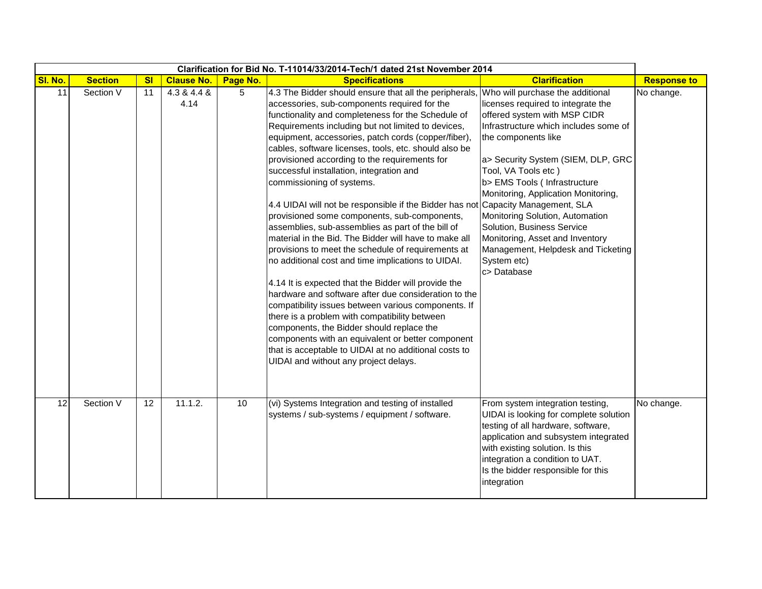| Clarification for Bid No. T-11014/33/2014-Tech/1 dated 21st November 2014 | | | | | | | |
|---|---|---|---|---|---|---|---|
| **Sl. No.** | **Section** | **Sl** | **Clause No.** | **Page No.** | **Specifications** | **Clarification** | **Response to** |
| 11 | Section V | 11 | 4.3 & 4.4 & 4.14 | 5 | 4.3 The Bidder should ensure that all the peripherals, accessories, sub-components required for the functionality and completeness for the Schedule of Requirements including but not limited to devices, equipment, accessories, patch cords (copper/fiber), cables, software licenses, tools, etc. should also be provisioned according to the requirements for successful installation, integration and commissioning of systems.<br><br>4.4 UIDAI will not be responsible if the Bidder has not provisioned some components, sub-components, assemblies, sub-assemblies as part of the bill of material in the Bid. The Bidder will have to make all provisions to meet the schedule of requirements at no additional cost and time implications to UIDAI.<br><br>4.14 It is expected that the Bidder will provide the hardware and software after due consideration to the compatibility issues between various components. If there is a problem with compatibility between components, the Bidder should replace the components with an equivalent or better component that is acceptable to UIDAI at no additional costs to UIDAI and without any project delays. | Who will purchase the additional licenses required to integrate the offered system with MSP CIDR Infrastructure which includes some of the components like<br><br>a> Security System (SIEM, DLP, GRC Tool, VA Tools etc )<br>b> EMS Tools ( Infrastructure Monitoring, Application Monitoring, Capacity Management, SLA Monitoring Solution, Automation Solution, Business Service Monitoring, Asset and Inventory Management, Helpdesk and Ticketing System etc)<br>c> Database | No change. |
| 12 | Section V | 12 | 11.1.2. | 10 | (vi) Systems Integration and testing of installed systems / sub-systems / equipment / software. | From system integration testing, UIDAI is looking for complete solution testing of all hardware, software, application and subsystem integrated with existing solution. Is this integration a condition to UAT.<br>Is the bidder responsible for this integration | No change. |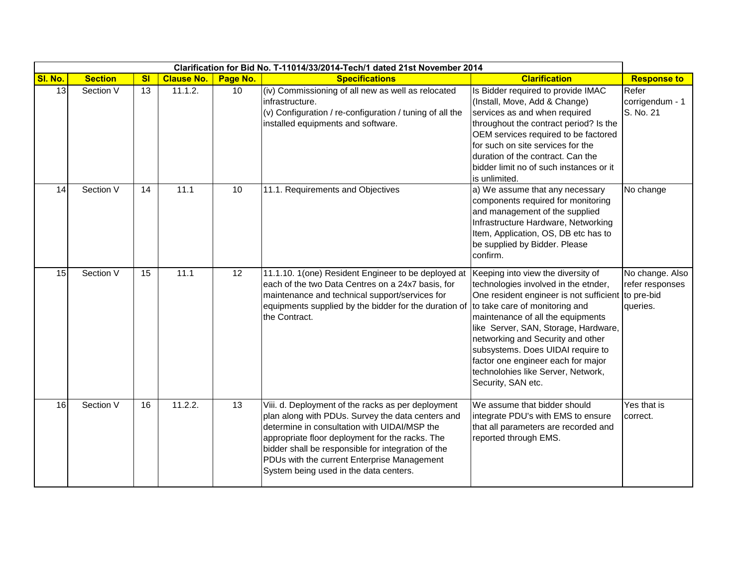| Clarification for Bid No. T-11014/33/2014-Tech/1 dated 21st November 2014 | | | | | | | |
|---|---|---|---|---|---|---|---|
| **Sl. No.** | **Section** | **Sl** | **Clause No.** | **Page No.** | **Specifications** | **Clarification** | **Response to** |
| 13 | Section V | 13 | 11.1.2. | 10 | (iv) Commissioning of all new as well as relocated infrastructure.<br>(v) Configuration / re-configuration / tuning of all the installed equipments and software. | Is Bidder required to provide IMAC (Install, Move, Add & Change) services as and when required throughout the contract period? Is the OEM services required to be factored for such on site services for the duration of the contract. Can the bidder limit no of such instances or it is unlimited. | Refer corrigendum - 1 S. No. 21 |
| 14 | Section V | 14 | 11.1 | 10 | 11.1. Requirements and Objectives | a) We assume that any necessary components required for monitoring and management of the supplied Infrastructure Hardware, Networking Item, Application, OS, DB etc has to be supplied by Bidder. Please confirm. | No change |
| 15 | Section V | 15 | 11.1 | 12 | 11.1.10. 1(one) Resident Engineer to be deployed at each of the two Data Centres on a 24x7 basis, for maintenance and technical support/services for equipments supplied by the bidder for the duration of the Contract. | Keeping into view the diversity of technologies involved in the etnder, One resident engineer is not sufficient to take care of monitoring and maintenance of all the equipments like Server, SAN, Storage, Hardware, networking and Security and other subsystems. Does UIDAI require to factor one engineer each for major technolohies like Server, Network, Security, SAN etc. | No change. Also refer responses to pre-bid queries. |
| 16 | Section V | 16 | 11.2.2. | 13 | Viii. d. Deployment of the racks as per deployment plan along with PDUs. Survey the data centers and determine in consultation with UIDAI/MSP the appropriate floor deployment for the racks. The bidder shall be responsible for integration of the PDUs with the current Enterprise Management System being used in the data centers. | We assume that bidder should integrate PDU's with EMS to ensure that all parameters are recorded and reported through EMS. | Yes that is correct. |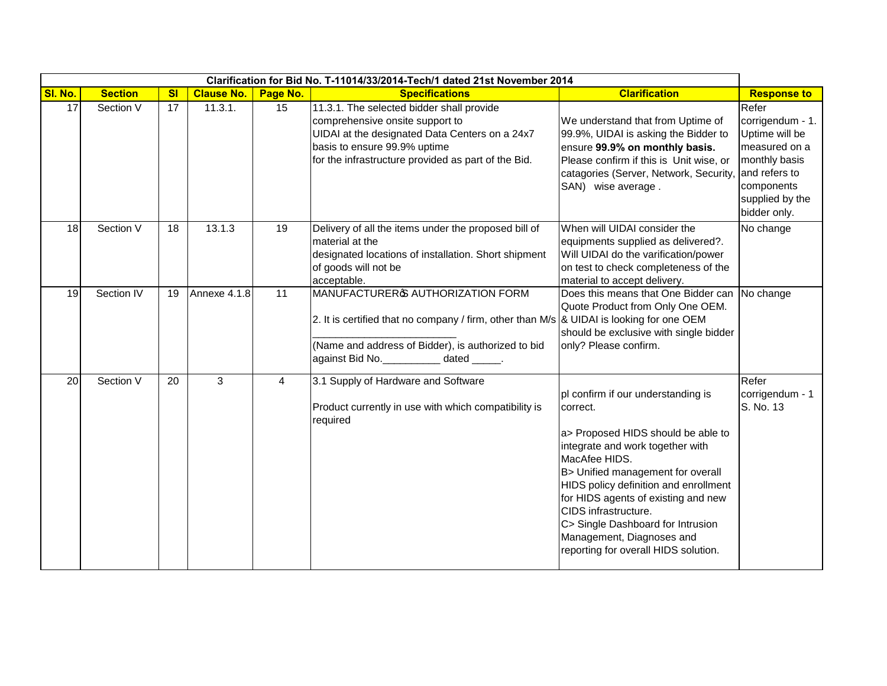| Clarification for Bid No. T-11014/33/2014-Tech/1 dated 21st November 2014 | | | | | | | |
|---|---|---|---|---|---|---|---|
| **Sl. No.** | **Section** | **Sl** | **Clause No.** | **Page No.** | **Specifications** | **Clarification** | **Response to** |
| 17 | Section V | 17 | 11.3.1. | 15 | 11.3.1. The selected bidder shall provide comprehensive onsite support to UIDAI at the designated Data Centers on a 24x7 basis to ensure 99.9% uptime for the infrastructure provided as part of the Bid. | We understand that from Uptime of 99.9%, UIDAI is asking the Bidder to ensure **99.9% on monthly basis.** Please confirm if this is Unit wise, or catagories (Server, Network, Security, SAN) wise average . | Refer corrigendum - 1. Uptime will be measured on a monthly basis and refers to components supplied by the bidder only. |
| 18 | Section V | 18 | 13.1.3 | 19 | Delivery of all the items under the proposed bill of material at the designated locations of installation. Short shipment of goods will not be acceptable. | When will UIDAI consider the equipments supplied as delivered?. Will UIDAI do the varification/power on test to check completeness of the material to accept delivery. | No change |
| 19 | Section IV | 19 | Annexe 4.1.8 | 11 | MANUFACTURERÕS AUTHORIZATION FORM<br><br>2. It is certified that no company / firm, other than M/s ________________________ (Name and address of Bidder), is authorized to bid against Bid No.__________ dated _____. | Does this means that One Bidder can Quote Product from Only One OEM. & UIDAI is looking for one OEM should be exclusive with single bidder only? Please confirm. | No change |
| 20 | Section V | 20 | 3 | 4 | 3.1 Supply of Hardware and Software<br><br>Product currently in use with which compatibility is required | pl confirm if our understanding is correct.<br><br>a> Proposed HIDS should be able to integrate and work together with MacAfee HIDS.<br>B> Unified management for overall HIDS policy definition and enrollment for HIDS agents of existing and new CIDS infrastructure.<br>C> Single Dashboard for Intrusion Management, Diagnoses and reporting for overall HIDS solution. | Refer corrigendum - 1 S. No. 13 |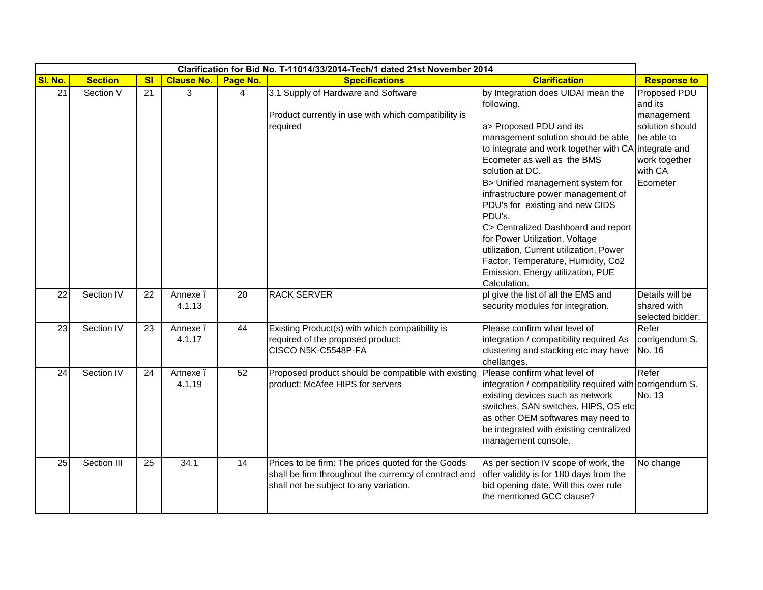| Clarification for Bid No. T-11014/33/2014-Tech/1 dated 21st November 2014 | | | | | | | |
|---|---|---|---|---|---|---|---|
| **Sl. No.** | **Section** | **Sl** | **Clause No.** | **Page No.** | **Specifications** | **Clarification** | **Response to** |
| 21 | Section V | 21 | 3 | 4 | 3.1 Supply of Hardware and Software<br><br>Product currently in use with which compatibility is required | by Integration does UIDAI mean the following.<br><br>a> Proposed PDU and its management solution should be able to integrate and work together with CA Ecometer as well as the BMS solution at DC.<br>B> Unified management system for infrastructure power management of PDU's for existing and new CIDS PDU's.<br>C> Centralized Dashboard and report for Power Utilization, Voltage utilization, Current utilization, Power Factor, Temperature, Humidity, Co2 Emission, Energy utilization, PUE Calculation. | Proposed PDU and its management solution should be able to integrate and work together with CA Ecometer |
| 22 | Section IV | 22 | Annexe ï 4.1.13 | 20 | RACK SERVER | pl give the list of all the EMS and security modules for integration. | Details will be shared with selected bidder. |
| 23 | Section IV | 23 | Annexe ï 4.1.17 | 44 | Existing Product(s) with which compatibility is required of the proposed product:<br>CISCO N5K-C5548P-FA | Please confirm what level of integration / compatibility required As clustering and stacking etc may have chellanges. | Refer corrigendum S. No. 16 |
| 24 | Section IV | 24 | Annexe ï 4.1.19 | 52 | Proposed product should be compatible with existing product: McAfee HIPS for servers | Please confirm what level of integration / compatibility required with existing devices such as network switches, SAN switches, HIPS, OS etc as other OEM softwares may need to be integrated with existing centralized management console. | Refer corrigendum S. No. 13 |
| 25 | Section III | 25 | 34.1 | 14 | Prices to be firm: The prices quoted for the Goods shall be firm throughout the currency of contract and shall not be subject to any variation. | As per section IV scope of work, the offer validity is for 180 days from the bid opening date. Will this over rule the mentioned GCC clause? | No change |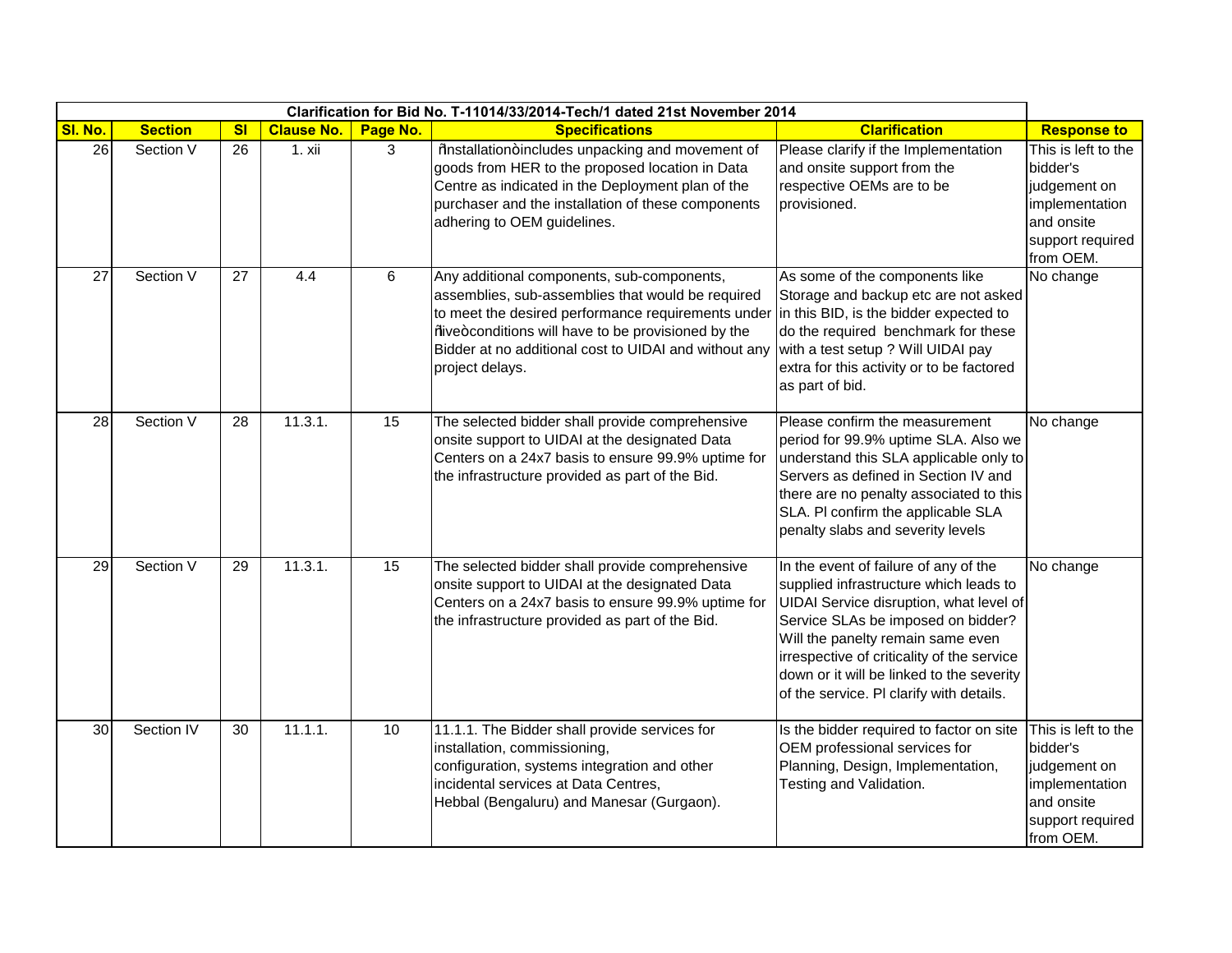| Clarification for Bid No. T-11014/33/2014-Tech/1 dated 21st November 2014 | | | | | | |
|---|---|---|---|---|---|---|
| **Sl. No.** | **Section** | **Sl** | **Clause No.** | **Page No.** | **Specifications** | **Clarification** | **Response to** |
| 26 | Section V | 26 | 1. xii | 3 | ῆnstallationὸincludes unpacking and movement of goods from HER to the proposed location in Data Centre as indicated in the Deployment plan of the purchaser and the installation of these components adhering to OEM guidelines. | Please clarify if the Implementation and onsite support from the respective OEMs are to be provisioned. | This is left to the bidder's judgement on implementation and onsite support required from OEM. |
| 27 | Section V | 27 | 4.4 | 6 | Any additional components, sub-components, assemblies, sub-assemblies that would be required to meet the desired performance requirements under ῆiveὸconditions will have to be provisioned by the Bidder at no additional cost to UIDAI and without any project delays. | As some of the components like Storage and backup etc are not asked in this BID, is the bidder expected to do the required benchmark for these with a test setup ? Will UIDAI pay extra for this activity or to be factored as part of bid. | No change |
| 28 | Section V | 28 | 11.3.1. | 15 | The selected bidder shall provide comprehensive onsite support to UIDAI at the designated Data Centers on a 24x7 basis to ensure 99.9% uptime for the infrastructure provided as part of the Bid. | Please confirm the measurement period for 99.9% uptime SLA. Also we understand this SLA applicable only to Servers as defined in Section IV and there are no penalty associated to this SLA. Pl confirm the applicable SLA penalty slabs and severity levels | No change |
| 29 | Section V | 29 | 11.3.1. | 15 | The selected bidder shall provide comprehensive onsite support to UIDAI at the designated Data Centers on a 24x7 basis to ensure 99.9% uptime for the infrastructure provided as part of the Bid. | In the event of failure of any of the supplied infrastructure which leads to UIDAI Service disruption, what level of Service SLAs be imposed on bidder? Will the panelty remain same even irrespective of criticality of the service down or it will be linked to the severity of the service. Pl clarify with details. | No change |
| 30 | Section IV | 30 | 11.1.1. | 10 | 11.1.1. The Bidder shall provide services for installation, commissioning, configuration, systems integration and other incidental services at Data Centres, Hebbal (Bengaluru) and Manesar (Gurgaon). | Is the bidder required to factor on site OEM professional services for Planning, Design, Implementation, Testing and Validation. | This is left to the bidder's judgement on implementation and onsite support required from OEM. |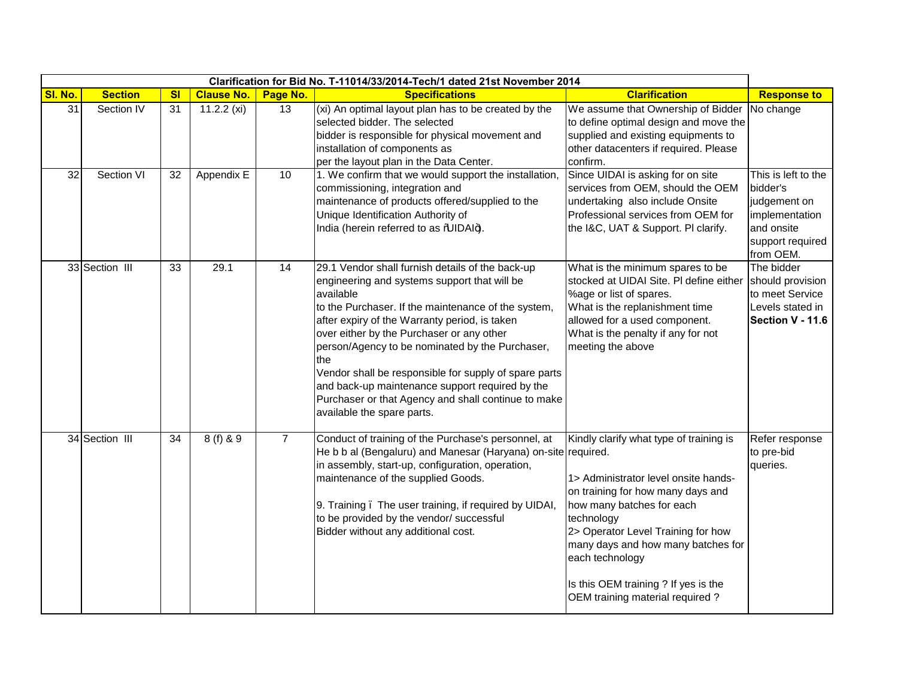| Clarification for Bid No. T-11014/33/2014-Tech/1 dated 21st November 2014 | | | | | | | |
|---|---|---|---|---|---|---|---|
| **Sl. No.** | **Section** | **Sl** | **Clause No.** | **Page No.** | **Specifications** | **Clarification** | **Response to** |
| 31 | Section IV | 31 | 11.2.2 (xi) | 13 | (xi) An optimal layout plan has to be created by the selected bidder. The selected bidder is responsible for physical movement and installation of components as per the layout plan in the Data Center. | We assume that Ownership of Bidder to define optimal design and move the supplied and existing equipments to other datacenters if required. Please confirm. | No change |
| 32 | Section VI | 32 | Appendix E | 10 | 1. We confirm that we would support the installation, commissioning, integration and maintenance of products offered/supplied to the Unique Identification Authority of India (herein referred to as "UIDAI"). | Since UIDAI is asking for on site services from OEM, should the OEM undertaking also include Onsite Professional services from OEM for the I&C, UAT & Support. Pl clarify. | This is left to the bidder's judgement on implementation and onsite support required from OEM. |
| 33 | Section III | 33 | 29.1 | 14 | 29.1 Vendor shall furnish details of the back-up engineering and systems support that will be available to the Purchaser. If the maintenance of the system, after expiry of the Warranty period, is taken over either by the Purchaser or any other person/Agency to be nominated by the Purchaser, the Vendor shall be responsible for supply of spare parts and back-up maintenance support required by the Purchaser or that Agency and shall continue to make available the spare parts. | What is the minimum spares to be stocked at UIDAI Site. Pl define either %age or list of spares. What is the replanishment time allowed for a used component. What is the penalty if any for not meeting the above | The bidder should provision to meet Service Levels stated in **Section V - 11.6** |
| 34 | Section III | 34 | 8 (f) & 9 | 7 | Conduct of training of the Purchase's personnel, at He b b al (Bengaluru) and Manesar (Haryana) on-site in assembly, start-up, configuration, operation, maintenance of the supplied Goods.<br><br>9. Training – The user training, if required by UIDAI, to be provided by the vendor/ successful Bidder without any additional cost. | Kindly clarify what type of training is required.<br><br>1> Administrator level onsite hands-on training for how many days and how many batches for each technology<br>2> Operator Level Training for how many days and how many batches for each technology<br><br>Is this OEM training ? If yes is the OEM training material required ? | Refer response to pre-bid queries. |